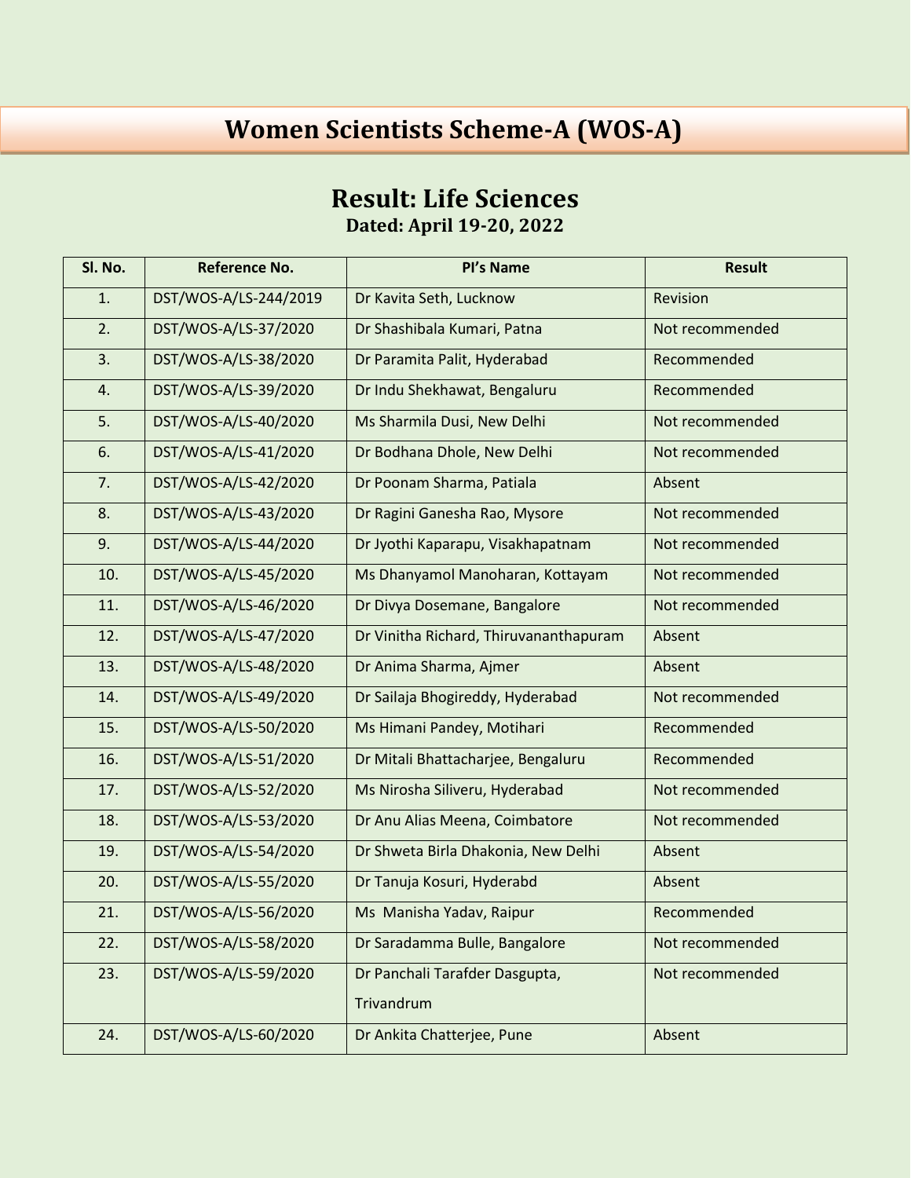# Women Scientists Scheme-A (WOS-A)

## Result: Life Sciences

### Dated: April 19-20, 2022

| Sl. No. | Reference No. | PI's Name | Result |
|---|---|---|---|
| 1. | DST/WOS-A/LS-244/2019 | Dr Kavita Seth, Lucknow | Revision |
| 2. | DST/WOS-A/LS-37/2020 | Dr Shashibala Kumari, Patna | Not recommended |
| 3. | DST/WOS-A/LS-38/2020 | Dr Paramita Palit, Hyderabad | Recommended |
| 4. | DST/WOS-A/LS-39/2020 | Dr Indu Shekhawat, Bengaluru | Recommended |
| 5. | DST/WOS-A/LS-40/2020 | Ms Sharmila Dusi, New Delhi | Not recommended |
| 6. | DST/WOS-A/LS-41/2020 | Dr Bodhana Dhole, New Delhi | Not recommended |
| 7. | DST/WOS-A/LS-42/2020 | Dr Poonam Sharma, Patiala | Absent |
| 8. | DST/WOS-A/LS-43/2020 | Dr Ragini Ganesha Rao, Mysore | Not recommended |
| 9. | DST/WOS-A/LS-44/2020 | Dr Jyothi Kaparapu, Visakhapatnam | Not recommended |
| 10. | DST/WOS-A/LS-45/2020 | Ms Dhanyamol Manoharan, Kottayam | Not recommended |
| 11. | DST/WOS-A/LS-46/2020 | Dr Divya Dosemane, Bangalore | Not recommended |
| 12. | DST/WOS-A/LS-47/2020 | Dr Vinitha Richard, Thiruvananthapuram | Absent |
| 13. | DST/WOS-A/LS-48/2020 | Dr Anima Sharma, Ajmer | Absent |
| 14. | DST/WOS-A/LS-49/2020 | Dr Sailaja Bhogireddy, Hyderabad | Not recommended |
| 15. | DST/WOS-A/LS-50/2020 | Ms Himani Pandey, Motihari | Recommended |
| 16. | DST/WOS-A/LS-51/2020 | Dr Mitali Bhattacharjee, Bengaluru | Recommended |
| 17. | DST/WOS-A/LS-52/2020 | Ms Nirosha Siliveru, Hyderabad | Not recommended |
| 18. | DST/WOS-A/LS-53/2020 | Dr Anu Alias Meena, Coimbatore | Not recommended |
| 19. | DST/WOS-A/LS-54/2020 | Dr Shweta Birla Dhakonia, New Delhi | Absent |
| 20. | DST/WOS-A/LS-55/2020 | Dr Tanuja Kosuri, Hyderabd | Absent |
| 21. | DST/WOS-A/LS-56/2020 | Ms Manisha Yadav, Raipur | Recommended |
| 22. | DST/WOS-A/LS-58/2020 | Dr Saradamma Bulle, Bangalore | Not recommended |
| 23. | DST/WOS-A/LS-59/2020 | Dr Panchali Tarafder Dasgupta, Trivandrum | Not recommended |
| 24. | DST/WOS-A/LS-60/2020 | Dr Ankita Chatterjee, Pune | Absent |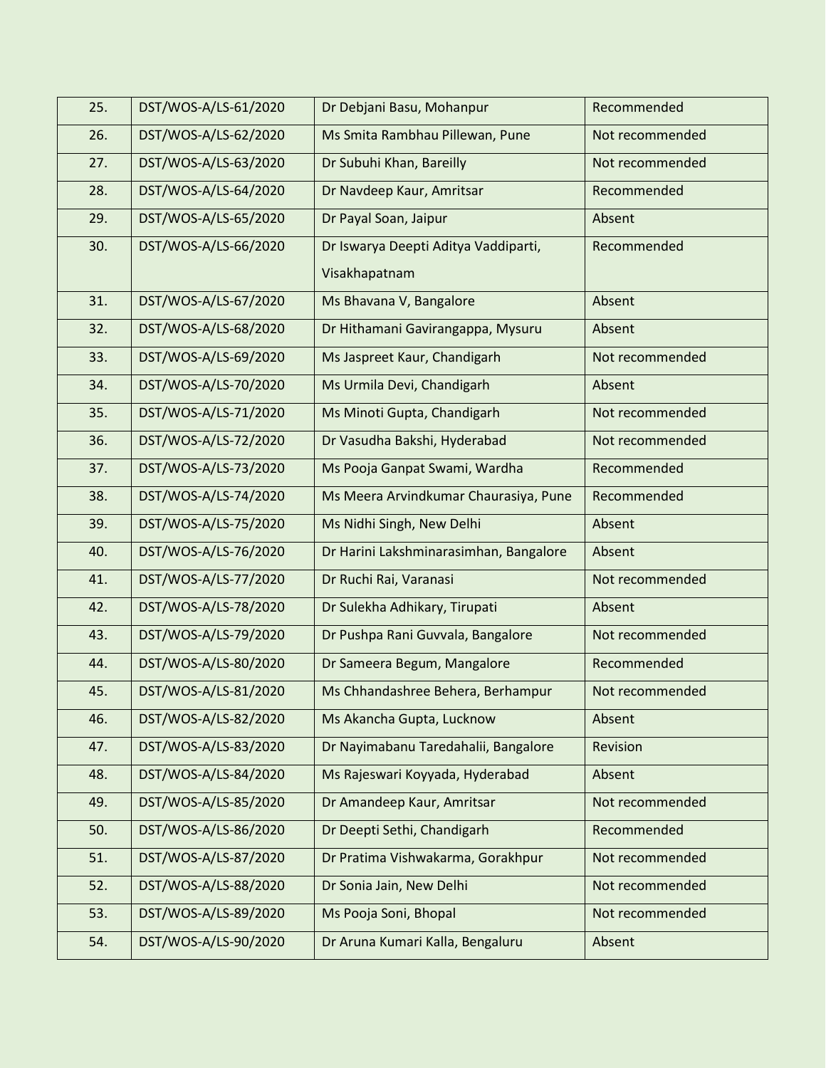| 25. | DST/WOS-A/LS-61/2020 | Dr Debjani Basu, Mohanpur | Recommended |
|---|---|---|---|
| 26. | DST/WOS-A/LS-62/2020 | Ms Smita Rambhau Pillewan, Pune | Not recommended |
| 27. | DST/WOS-A/LS-63/2020 | Dr Subuhi Khan, Bareilly | Not recommended |
| 28. | DST/WOS-A/LS-64/2020 | Dr Navdeep Kaur, Amritsar | Recommended |
| 29. | DST/WOS-A/LS-65/2020 | Dr Payal Soan, Jaipur | Absent |
| 30. | DST/WOS-A/LS-66/2020 | Dr Iswarya Deepti Aditya Vaddiparti, Visakhapatnam | Recommended |
| 31. | DST/WOS-A/LS-67/2020 | Ms Bhavana V, Bangalore | Absent |
| 32. | DST/WOS-A/LS-68/2020 | Dr Hithamani Gavirangappa, Mysuru | Absent |
| 33. | DST/WOS-A/LS-69/2020 | Ms Jaspreet Kaur, Chandigarh | Not recommended |
| 34. | DST/WOS-A/LS-70/2020 | Ms Urmila Devi, Chandigarh | Absent |
| 35. | DST/WOS-A/LS-71/2020 | Ms Minoti Gupta, Chandigarh | Not recommended |
| 36. | DST/WOS-A/LS-72/2020 | Dr Vasudha Bakshi, Hyderabad | Not recommended |
| 37. | DST/WOS-A/LS-73/2020 | Ms Pooja Ganpat Swami, Wardha | Recommended |
| 38. | DST/WOS-A/LS-74/2020 | Ms Meera Arvindkumar Chaurasiya, Pune | Recommended |
| 39. | DST/WOS-A/LS-75/2020 | Ms Nidhi Singh, New Delhi | Absent |
| 40. | DST/WOS-A/LS-76/2020 | Dr Harini Lakshminarasimhan, Bangalore | Absent |
| 41. | DST/WOS-A/LS-77/2020 | Dr Ruchi Rai, Varanasi | Not recommended |
| 42. | DST/WOS-A/LS-78/2020 | Dr Sulekha Adhikary, Tirupati | Absent |
| 43. | DST/WOS-A/LS-79/2020 | Dr Pushpa Rani Guvvala, Bangalore | Not recommended |
| 44. | DST/WOS-A/LS-80/2020 | Dr Sameera Begum, Mangalore | Recommended |
| 45. | DST/WOS-A/LS-81/2020 | Ms Chhandashree Behera, Berhampur | Not recommended |
| 46. | DST/WOS-A/LS-82/2020 | Ms Akancha Gupta, Lucknow | Absent |
| 47. | DST/WOS-A/LS-83/2020 | Dr Nayimabanu Taredahalii, Bangalore | Revision |
| 48. | DST/WOS-A/LS-84/2020 | Ms Rajeswari Koyyada, Hyderabad | Absent |
| 49. | DST/WOS-A/LS-85/2020 | Dr Amandeep Kaur, Amritsar | Not recommended |
| 50. | DST/WOS-A/LS-86/2020 | Dr Deepti Sethi, Chandigarh | Recommended |
| 51. | DST/WOS-A/LS-87/2020 | Dr Pratima Vishwakarma, Gorakhpur | Not recommended |
| 52. | DST/WOS-A/LS-88/2020 | Dr Sonia Jain, New Delhi | Not recommended |
| 53. | DST/WOS-A/LS-89/2020 | Ms Pooja Soni, Bhopal | Not recommended |
| 54. | DST/WOS-A/LS-90/2020 | Dr Aruna Kumari Kalla, Bengaluru | Absent |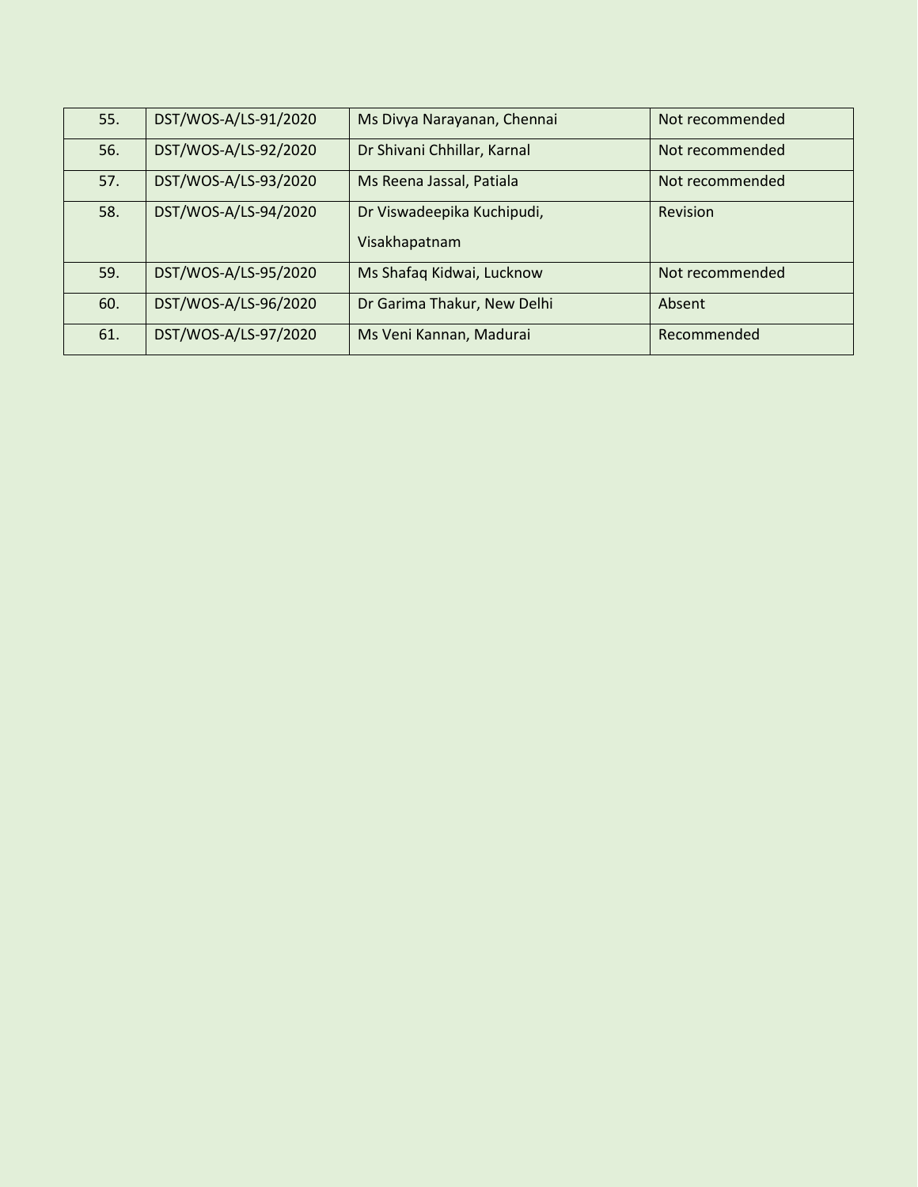| | | | |
|---|---|---|---|
| 55. | DST/WOS-A/LS-91/2020 | Ms Divya Narayanan, Chennai | Not recommended |
| 56. | DST/WOS-A/LS-92/2020 | Dr Shivani Chhillar, Karnal | Not recommended |
| 57. | DST/WOS-A/LS-93/2020 | Ms Reena Jassal, Patiala | Not recommended |
| 58. | DST/WOS-A/LS-94/2020 | Dr Viswadeepika Kuchipudi, Visakhapatnam | Revision |
| 59. | DST/WOS-A/LS-95/2020 | Ms Shafaq Kidwai, Lucknow | Not recommended |
| 60. | DST/WOS-A/LS-96/2020 | Dr Garima Thakur, New Delhi | Absent |
| 61. | DST/WOS-A/LS-97/2020 | Ms Veni Kannan, Madurai | Recommended |